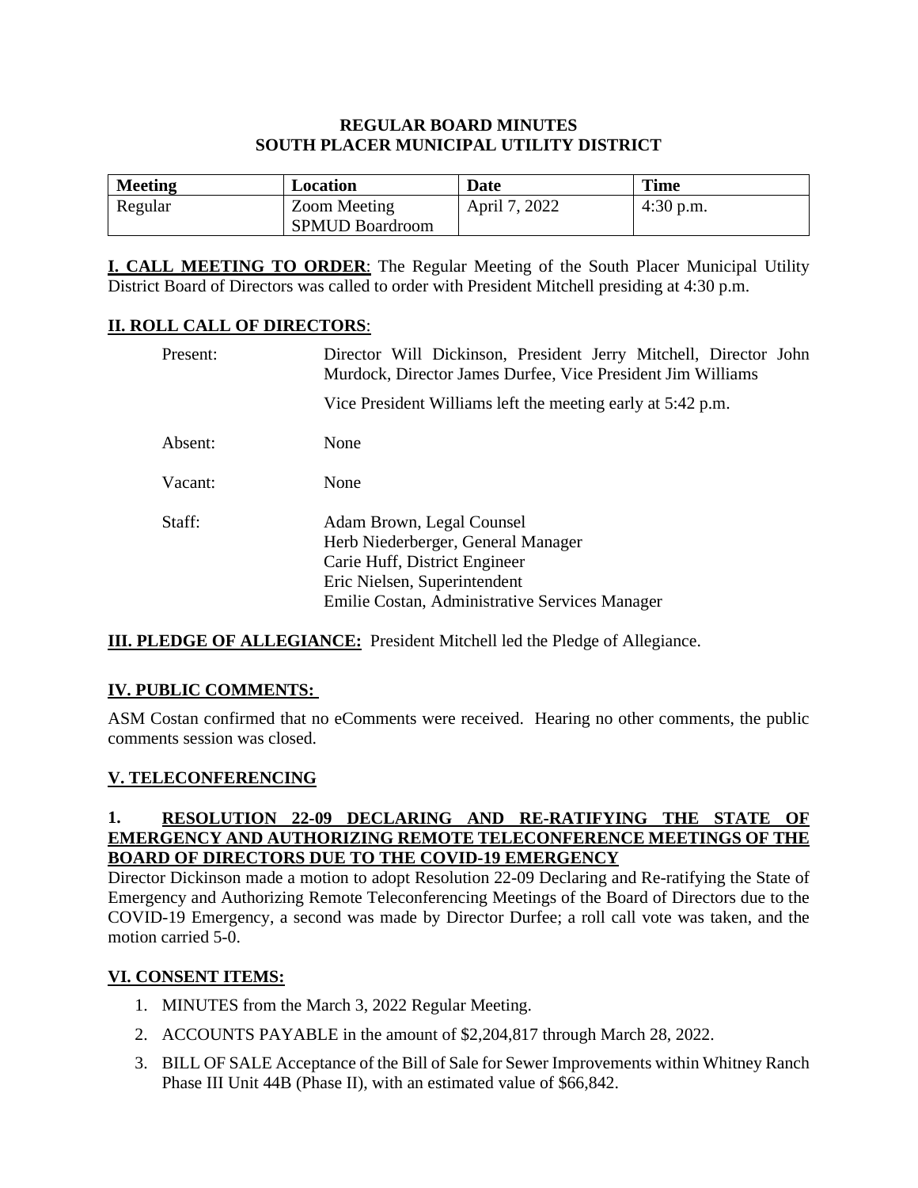# REGULAR BOARD MINUTES
# SOUTH PLACER MUNICIPAL UTILITY DISTRICT

| Meeting | Location | Date | Time |
|---|---|---|---|
| Regular | Zoom Meeting<br>SPMUD Boardroom | April 7, 2022 | 4:30 p.m. |

**I. CALL MEETING TO ORDER**: The Regular Meeting of the South Placer Municipal Utility District Board of Directors was called to order with President Mitchell presiding at 4:30 p.m.

**II. ROLL CALL OF DIRECTORS**:

Present: Director Will Dickinson, President Jerry Mitchell, Director John Murdock, Director James Durfee, Vice President Jim Williams

Vice President Williams left the meeting early at 5:42 p.m.

Absent: None

Vacant: None

Staff: Adam Brown, Legal Counsel
Herb Niederberger, General Manager
Carie Huff, District Engineer
Eric Nielsen, Superintendent
Emilie Costan, Administrative Services Manager

**III. PLEDGE OF ALLEGIANCE:** President Mitchell led the Pledge of Allegiance.

**IV. PUBLIC COMMENTS:**

ASM Costan confirmed that no eComments were received. Hearing no other comments, the public comments session was closed.

**V. TELECONFERENCING**

**1. RESOLUTION 22-09 DECLARING AND RE-RATIFYING THE STATE OF EMERGENCY AND AUTHORIZING REMOTE TELECONFERENCE MEETINGS OF THE BOARD OF DIRECTORS DUE TO THE COVID-19 EMERGENCY**

Director Dickinson made a motion to adopt Resolution 22-09 Declaring and Re-ratifying the State of Emergency and Authorizing Remote Teleconferencing Meetings of the Board of Directors due to the COVID-19 Emergency, a second was made by Director Durfee; a roll call vote was taken, and the motion carried 5-0.

**VI. CONSENT ITEMS:**

1. MINUTES from the March 3, 2022 Regular Meeting.
2. ACCOUNTS PAYABLE in the amount of $2,204,817 through March 28, 2022.
3. BILL OF SALE Acceptance of the Bill of Sale for Sewer Improvements within Whitney Ranch Phase III Unit 44B (Phase II), with an estimated value of $66,842.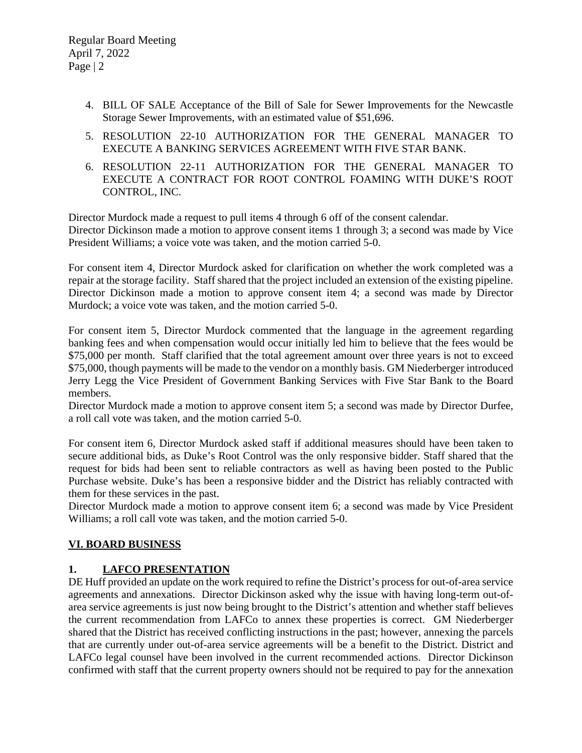4. BILL OF SALE Acceptance of the Bill of Sale for Sewer Improvements for the Newcastle Storage Sewer Improvements, with an estimated value of $51,696.
5. RESOLUTION 22-10 AUTHORIZATION FOR THE GENERAL MANAGER TO EXECUTE A BANKING SERVICES AGREEMENT WITH FIVE STAR BANK.
6. RESOLUTION 22-11 AUTHORIZATION FOR THE GENERAL MANAGER TO EXECUTE A CONTRACT FOR ROOT CONTROL FOAMING WITH DUKE'S ROOT CONTROL, INC.

Director Murdock made a request to pull items 4 through 6 off of the consent calendar.
Director Dickinson made a motion to approve consent items 1 through 3; a second was made by Vice President Williams; a voice vote was taken, and the motion carried 5-0.

For consent item 4, Director Murdock asked for clarification on whether the work completed was a repair at the storage facility. Staff shared that the project included an extension of the existing pipeline. Director Dickinson made a motion to approve consent item 4; a second was made by Director Murdock; a voice vote was taken, and the motion carried 5-0.

For consent item 5, Director Murdock commented that the language in the agreement regarding banking fees and when compensation would occur initially led him to believe that the fees would be $75,000 per month. Staff clarified that the total agreement amount over three years is not to exceed $75,000, though payments will be made to the vendor on a monthly basis. GM Niederberger introduced Jerry Legg the Vice President of Government Banking Services with Five Star Bank to the Board members.
Director Murdock made a motion to approve consent item 5; a second was made by Director Durfee, a roll call vote was taken, and the motion carried 5-0.

For consent item 6, Director Murdock asked staff if additional measures should have been taken to secure additional bids, as Duke's Root Control was the only responsive bidder. Staff shared that the request for bids had been sent to reliable contractors as well as having been posted to the Public Purchase website. Duke's has been a responsive bidder and the District has reliably contracted with them for these services in the past.
Director Murdock made a motion to approve consent item 6; a second was made by Vice President Williams; a roll call vote was taken, and the motion carried 5-0.

## VI. BOARD BUSINESS

### 1. LAFCO PRESENTATION

DE Huff provided an update on the work required to refine the District's process for out-of-area service agreements and annexations. Director Dickinson asked why the issue with having long-term out-of-area service agreements is just now being brought to the District's attention and whether staff believes the current recommendation from LAFCo to annex these properties is correct. GM Niederberger shared that the District has received conflicting instructions in the past; however, annexing the parcels that are currently under out-of-area service agreements will be a benefit to the District. District and LAFCo legal counsel have been involved in the current recommended actions. Director Dickinson confirmed with staff that the current property owners should not be required to pay for the annexation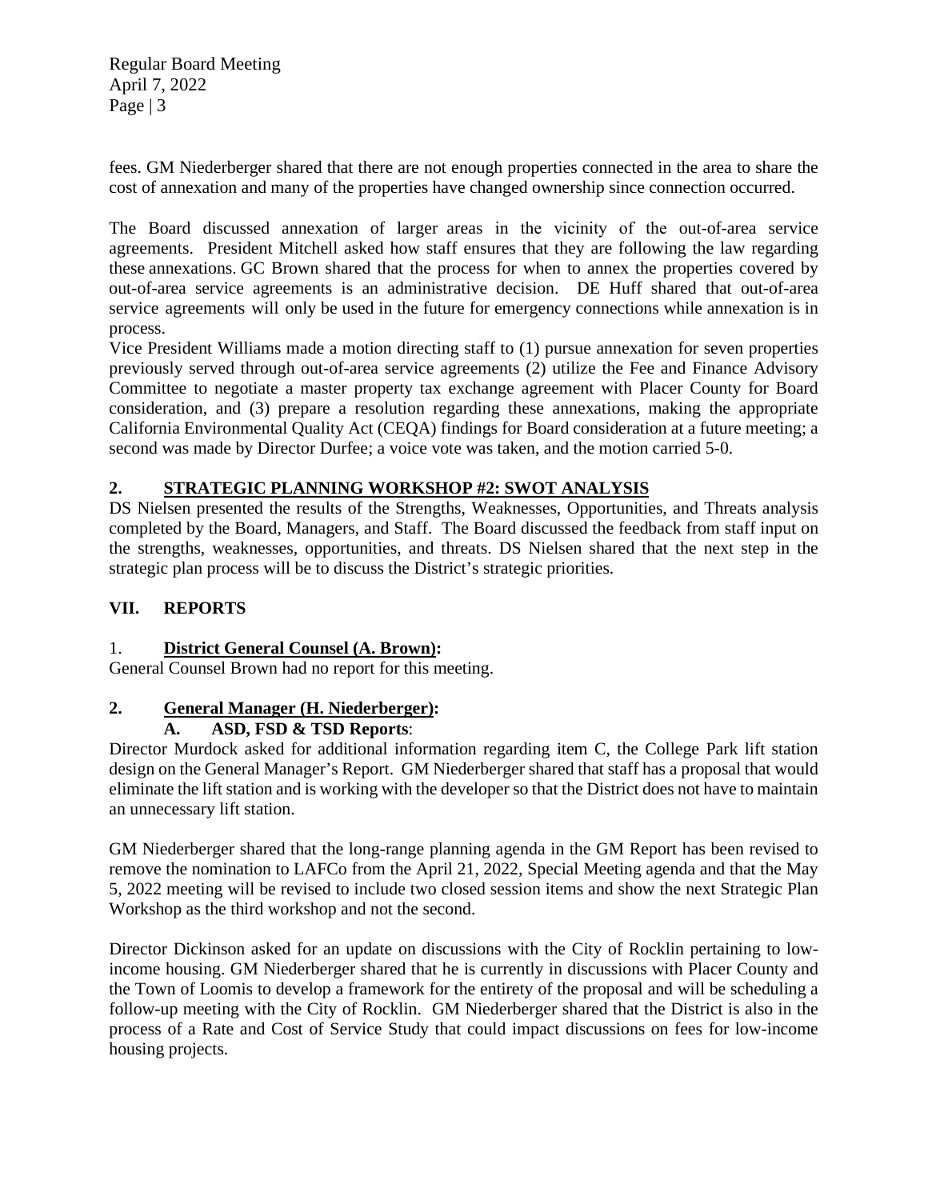fees. GM Niederberger shared that there are not enough properties connected in the area to share the cost of annexation and many of the properties have changed ownership since connection occurred.

The Board discussed annexation of larger areas in the vicinity of the out-of-area service agreements. President Mitchell asked how staff ensures that they are following the law regarding these annexations. GC Brown shared that the process for when to annex the properties covered by out-of-area service agreements is an administrative decision. DE Huff shared that out-of-area service agreements will only be used in the future for emergency connections while annexation is in process.

Vice President Williams made a motion directing staff to (1) pursue annexation for seven properties previously served through out-of-area service agreements (2) utilize the Fee and Finance Advisory Committee to negotiate a master property tax exchange agreement with Placer County for Board consideration, and (3) prepare a resolution regarding these annexations, making the appropriate California Environmental Quality Act (CEQA) findings for Board consideration at a future meeting; a second was made by Director Durfee; a voice vote was taken, and the motion carried 5-0.

### 2. STRATEGIC PLANNING WORKSHOP #2: SWOT ANALYSIS

DS Nielsen presented the results of the Strengths, Weaknesses, Opportunities, and Threats analysis completed by the Board, Managers, and Staff. The Board discussed the feedback from staff input on the strengths, weaknesses, opportunities, and threats. DS Nielsen shared that the next step in the strategic plan process will be to discuss the District's strategic priorities.

## VII. REPORTS

### 1. District General Counsel (A. Brown):

General Counsel Brown had no report for this meeting.

### 2. General Manager (H. Niederberger):

#### A. ASD, FSD & TSD Reports:

Director Murdock asked for additional information regarding item C, the College Park lift station design on the General Manager's Report. GM Niederberger shared that staff has a proposal that would eliminate the lift station and is working with the developer so that the District does not have to maintain an unnecessary lift station.

GM Niederberger shared that the long-range planning agenda in the GM Report has been revised to remove the nomination to LAFCo from the April 21, 2022, Special Meeting agenda and that the May 5, 2022 meeting will be revised to include two closed session items and show the next Strategic Plan Workshop as the third workshop and not the second.

Director Dickinson asked for an update on discussions with the City of Rocklin pertaining to low-income housing. GM Niederberger shared that he is currently in discussions with Placer County and the Town of Loomis to develop a framework for the entirety of the proposal and will be scheduling a follow-up meeting with the City of Rocklin. GM Niederberger shared that the District is also in the process of a Rate and Cost of Service Study that could impact discussions on fees for low-income housing projects.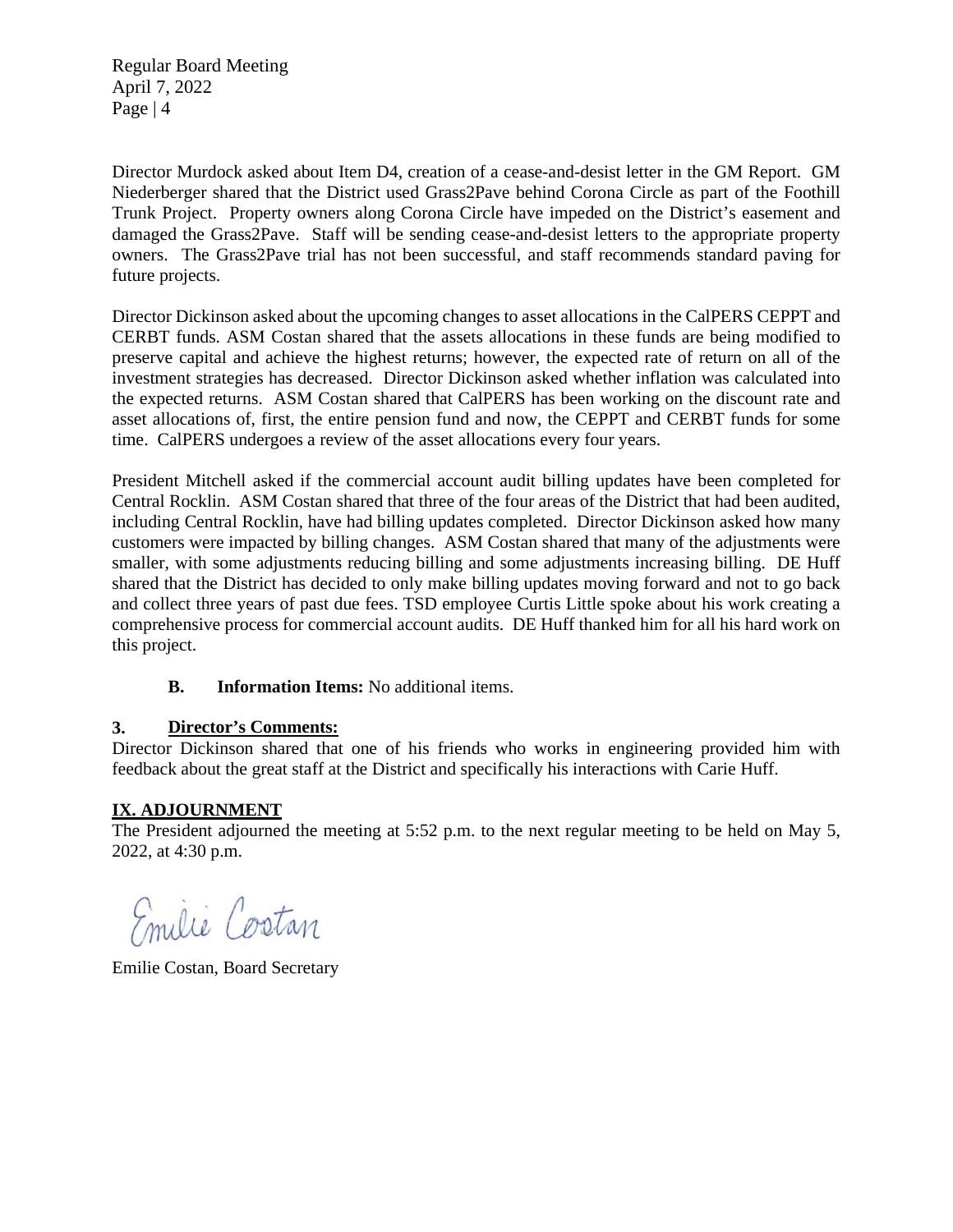Director Murdock asked about Item D4, creation of a cease-and-desist letter in the GM Report. GM Niederberger shared that the District used Grass2Pave behind Corona Circle as part of the Foothill Trunk Project. Property owners along Corona Circle have impeded on the District's easement and damaged the Grass2Pave. Staff will be sending cease-and-desist letters to the appropriate property owners. The Grass2Pave trial has not been successful, and staff recommends standard paving for future projects.

Director Dickinson asked about the upcoming changes to asset allocations in the CalPERS CEPPT and CERBT funds. ASM Costan shared that the assets allocations in these funds are being modified to preserve capital and achieve the highest returns; however, the expected rate of return on all of the investment strategies has decreased. Director Dickinson asked whether inflation was calculated into the expected returns. ASM Costan shared that CalPERS has been working on the discount rate and asset allocations of, first, the entire pension fund and now, the CEPPT and CERBT funds for some time. CalPERS undergoes a review of the asset allocations every four years.

President Mitchell asked if the commercial account audit billing updates have been completed for Central Rocklin. ASM Costan shared that three of the four areas of the District that had been audited, including Central Rocklin, have had billing updates completed. Director Dickinson asked how many customers were impacted by billing changes. ASM Costan shared that many of the adjustments were smaller, with some adjustments reducing billing and some adjustments increasing billing. DE Huff shared that the District has decided to only make billing updates moving forward and not to go back and collect three years of past due fees. TSD employee Curtis Little spoke about his work creating a comprehensive process for commercial account audits. DE Huff thanked him for all his hard work on this project.

**B. Information Items:** No additional items.

**3. Director's Comments:**

Director Dickinson shared that one of his friends who works in engineering provided him with feedback about the great staff at the District and specifically his interactions with Carie Huff.

## IX. ADJOURNMENT

The President adjourned the meeting at 5:52 p.m. to the next regular meeting to be held on May 5, 2022, at 4:30 p.m.

Emilie Costan

Emilie Costan, Board Secretary